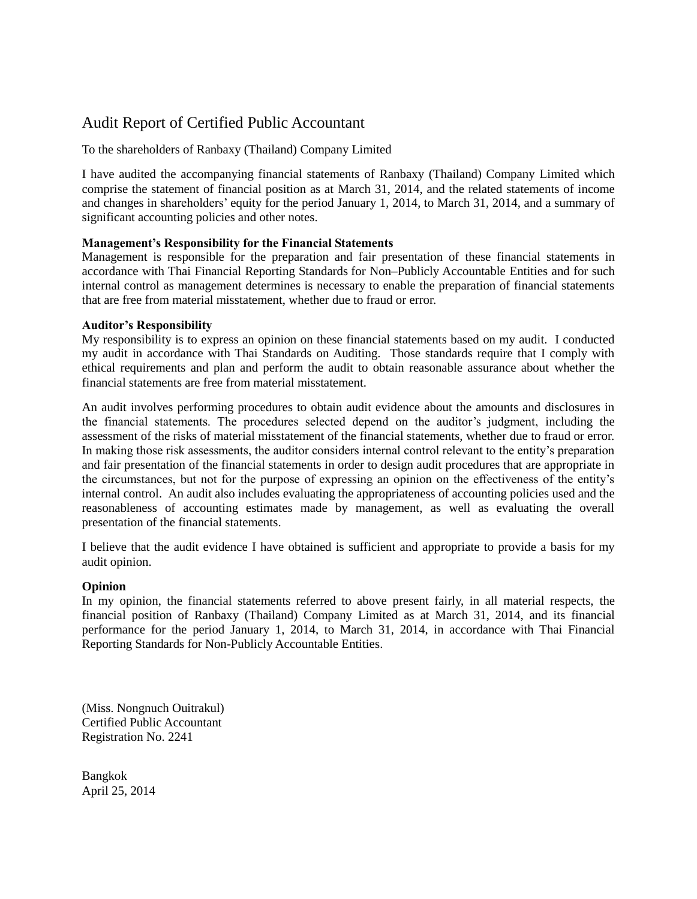# Audit Report of Certified Public Accountant

To the shareholders of Ranbaxy (Thailand) Company Limited

I have audited the accompanying financial statements of Ranbaxy (Thailand) Company Limited which comprise the statement of financial position as at March 31, 2014, and the related statements of income and changes in shareholders' equity for the period January 1, 2014, to March 31, 2014, and a summary of significant accounting policies and other notes.

**Management's Responsibility for the Financial Statements**

Management is responsible for the preparation and fair presentation of these financial statements in accordance with Thai Financial Reporting Standards for Non–Publicly Accountable Entities and for such internal control as management determines is necessary to enable the preparation of financial statements that are free from material misstatement, whether due to fraud or error.

**Auditor's Responsibility**

My responsibility is to express an opinion on these financial statements based on my audit. I conducted my audit in accordance with Thai Standards on Auditing. Those standards require that I comply with ethical requirements and plan and perform the audit to obtain reasonable assurance about whether the financial statements are free from material misstatement.

An audit involves performing procedures to obtain audit evidence about the amounts and disclosures in the financial statements. The procedures selected depend on the auditor's judgment, including the assessment of the risks of material misstatement of the financial statements, whether due to fraud or error. In making those risk assessments, the auditor considers internal control relevant to the entity's preparation and fair presentation of the financial statements in order to design audit procedures that are appropriate in the circumstances, but not for the purpose of expressing an opinion on the effectiveness of the entity's internal control. An audit also includes evaluating the appropriateness of accounting policies used and the reasonableness of accounting estimates made by management, as well as evaluating the overall presentation of the financial statements.

I believe that the audit evidence I have obtained is sufficient and appropriate to provide a basis for my audit opinion.

**Opinion**

In my opinion, the financial statements referred to above present fairly, in all material respects, the financial position of Ranbaxy (Thailand) Company Limited as at March 31, 2014, and its financial performance for the period January 1, 2014, to March 31, 2014, in accordance with Thai Financial Reporting Standards for Non-Publicly Accountable Entities.

(Miss. Nongnuch Ouitrakul)
Certified Public Accountant
Registration No. 2241

Bangkok
April 25, 2014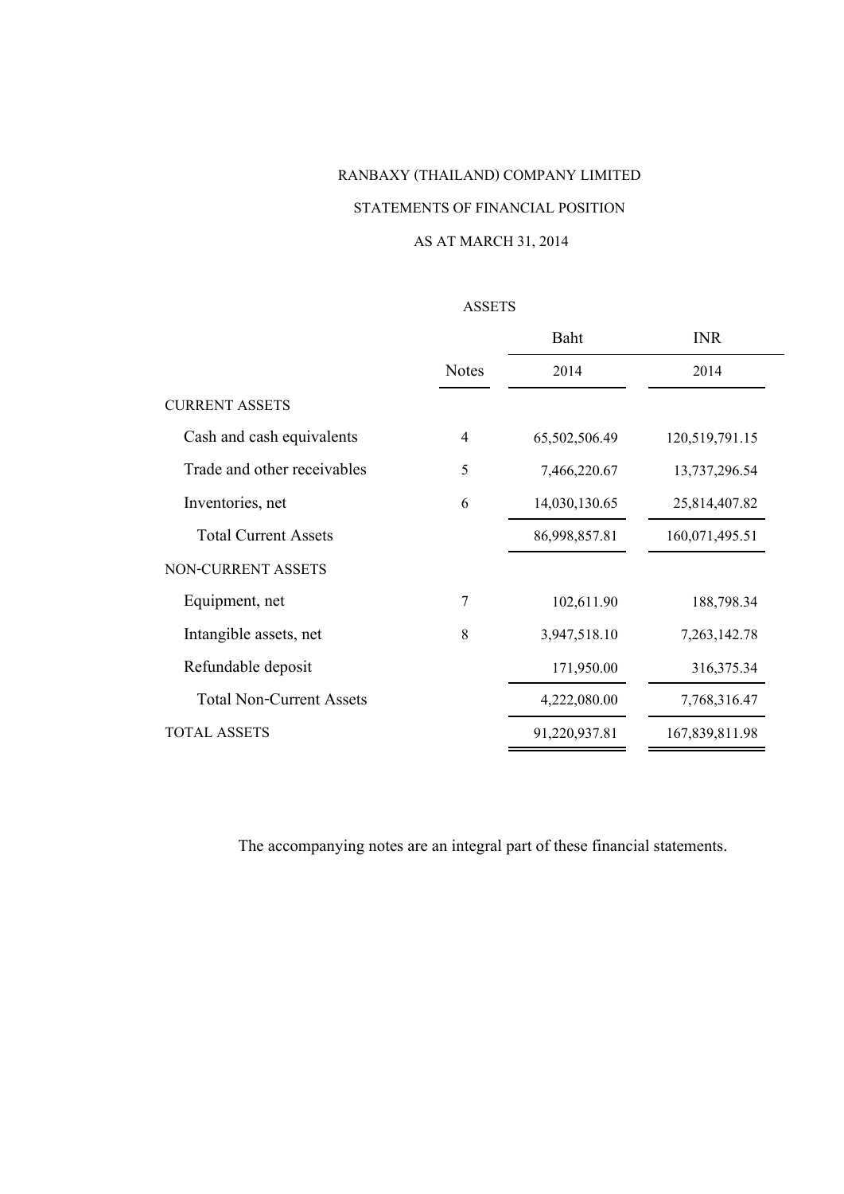RANBAXY (THAILAND) COMPANY LIMITED

STATEMENTS OF FINANCIAL POSITION

AS AT MARCH 31, 2014

ASSETS

| | Notes | Baht 2014 | INR 2014 |
|---|---|---|---|
| CURRENT ASSETS | | | |
| Cash and cash equivalents | 4 | 65,502,506.49 | 120,519,791.15 |
| Trade and other receivables | 5 | 7,466,220.67 | 13,737,296.54 |
| Inventories, net | 6 | 14,030,130.65 | 25,814,407.82 |
| Total Current Assets | | 86,998,857.81 | 160,071,495.51 |
| NON-CURRENT ASSETS | | | |
| Equipment, net | 7 | 102,611.90 | 188,798.34 |
| Intangible assets, net | 8 | 3,947,518.10 | 7,263,142.78 |
| Refundable deposit | | 171,950.00 | 316,375.34 |
| Total Non-Current Assets | | 4,222,080.00 | 7,768,316.47 |
| TOTAL ASSETS | | 91,220,937.81 | 167,839,811.98 |

The accompanying notes are an integral part of these financial statements.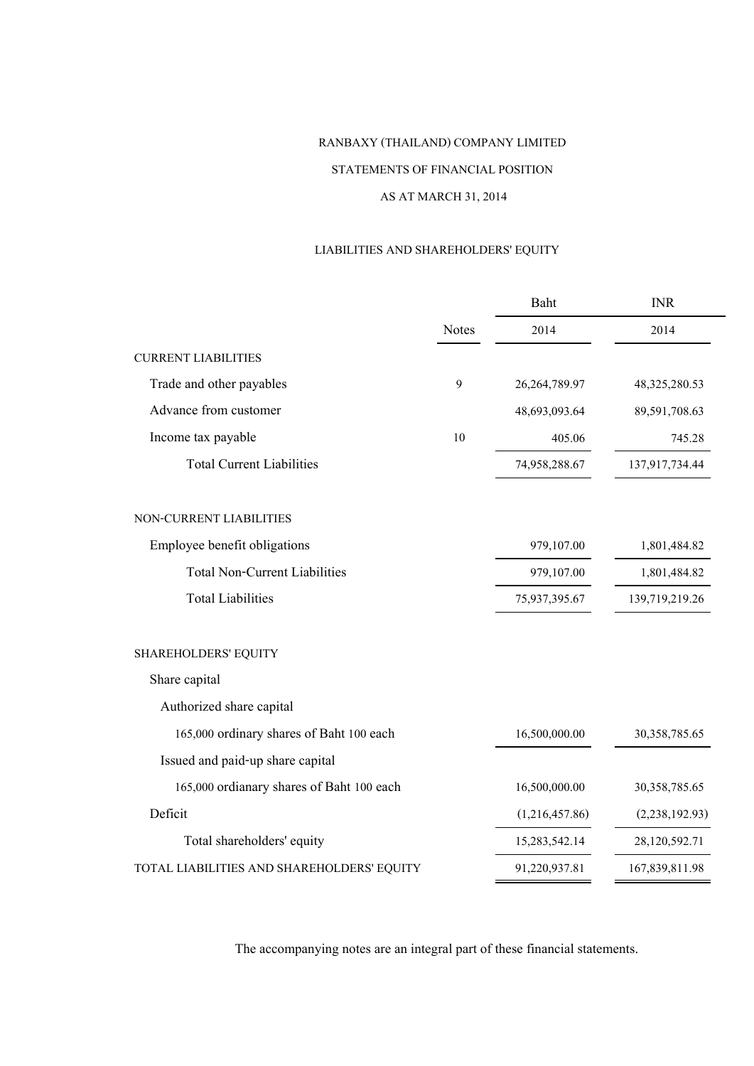RANBAXY (THAILAND) COMPANY LIMITED

STATEMENTS OF FINANCIAL POSITION

AS AT MARCH 31, 2014

LIABILITIES AND SHAREHOLDERS' EQUITY

| | Notes | Baht 2014 | INR 2014 |
|---|---|---|---|
| CURRENT LIABILITIES | | | |
| Trade and other payables | 9 | 26,264,789.97 | 48,325,280.53 |
| Advance from customer | | 48,693,093.64 | 89,591,708.63 |
| Income tax payable | 10 | 405.06 | 745.28 |
| Total Current Liabilities | | 74,958,288.67 | 137,917,734.44 |
| NON-CURRENT LIABILITIES | | | |
| Employee benefit obligations | | 979,107.00 | 1,801,484.82 |
| Total Non-Current Liabilities | | 979,107.00 | 1,801,484.82 |
| Total Liabilities | | 75,937,395.67 | 139,719,219.26 |
| SHAREHOLDERS' EQUITY | | | |
| Share capital | | | |
| Authorized share capital | | | |
| 165,000 ordinary shares of Baht 100 each | | 16,500,000.00 | 30,358,785.65 |
| Issued and paid-up share capital | | | |
| 165,000 ordianary shares of Baht 100 each | | 16,500,000.00 | 30,358,785.65 |
| Deficit | | (1,216,457.86) | (2,238,192.93) |
| Total shareholders' equity | | 15,283,542.14 | 28,120,592.71 |
| TOTAL LIABILITIES AND SHAREHOLDERS' EQUITY | | 91,220,937.81 | 167,839,811.98 |

The accompanying notes are an integral part of these financial statements.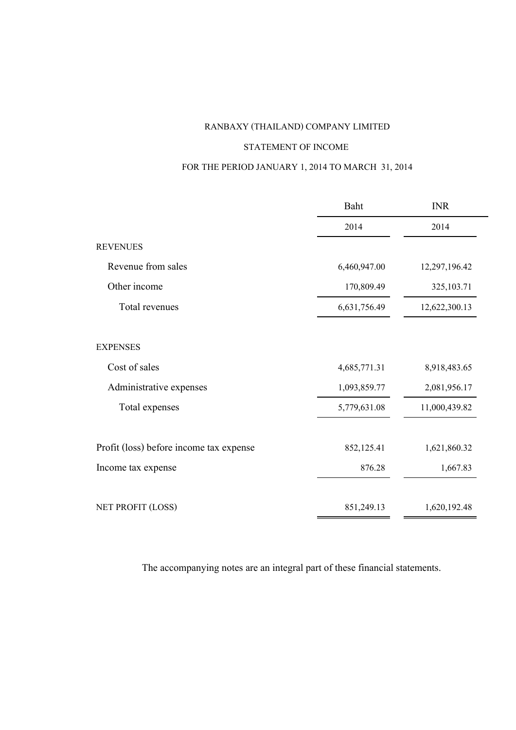RANBAXY (THAILAND) COMPANY LIMITED

STATEMENT OF INCOME

FOR THE PERIOD JANUARY 1, 2014 TO MARCH 31, 2014

| | Baht | INR |
|---|---|---|
| | 2014 | 2014 |
| REVENUES | | |
| Revenue from sales | 6,460,947.00 | 12,297,196.42 |
| Other income | 170,809.49 | 325,103.71 |
| Total revenues | 6,631,756.49 | 12,622,300.13 |
| EXPENSES | | |
| Cost of sales | 4,685,771.31 | 8,918,483.65 |
| Administrative expenses | 1,093,859.77 | 2,081,956.17 |
| Total expenses | 5,779,631.08 | 11,000,439.82 |
| Profit (loss) before income tax expense | 852,125.41 | 1,621,860.32 |
| Income tax expense | 876.28 | 1,667.83 |
| NET PROFIT (LOSS) | 851,249.13 | 1,620,192.48 |

The accompanying notes are an integral part of these financial statements.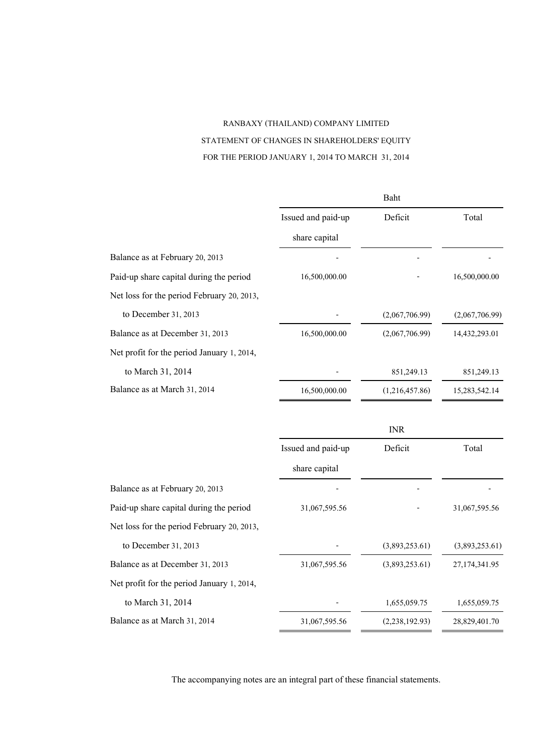RANBAXY (THAILAND) COMPANY LIMITED

STATEMENT OF CHANGES IN SHAREHOLDERS' EQUITY

FOR THE PERIOD JANUARY 1, 2014 TO MARCH 31, 2014

| | Baht | | |
|---|---|---|---|
| | Issued and paid-up share capital | Deficit | Total |
| Balance as at February 20, 2013 | - | - | - |
| Paid-up share capital during the period | 16,500,000.00 | - | 16,500,000.00 |
| Net loss for the period February 20, 2013, to December 31, 2013 | - | (2,067,706.99) | (2,067,706.99) |
| Balance as at December 31, 2013 | 16,500,000.00 | (2,067,706.99) | 14,432,293.01 |
| Net profit for the period January 1, 2014, to March 31, 2014 | - | 851,249.13 | 851,249.13 |
| Balance as at March 31, 2014 | 16,500,000.00 | (1,216,457.86) | 15,283,542.14 |

| | INR | | |
|---|---|---|---|
| | Issued and paid-up share capital | Deficit | Total |
| Balance as at February 20, 2013 | - | - | - |
| Paid-up share capital during the period | 31,067,595.56 | - | 31,067,595.56 |
| Net loss for the period February 20, 2013, to December 31, 2013 | - | (3,893,253.61) | (3,893,253.61) |
| Balance as at December 31, 2013 | 31,067,595.56 | (3,893,253.61) | 27,174,341.95 |
| Net profit for the period January 1, 2014, to March 31, 2014 | - | 1,655,059.75 | 1,655,059.75 |
| Balance as at March 31, 2014 | 31,067,595.56 | (2,238,192.93) | 28,829,401.70 |

The accompanying notes are an integral part of these financial statements.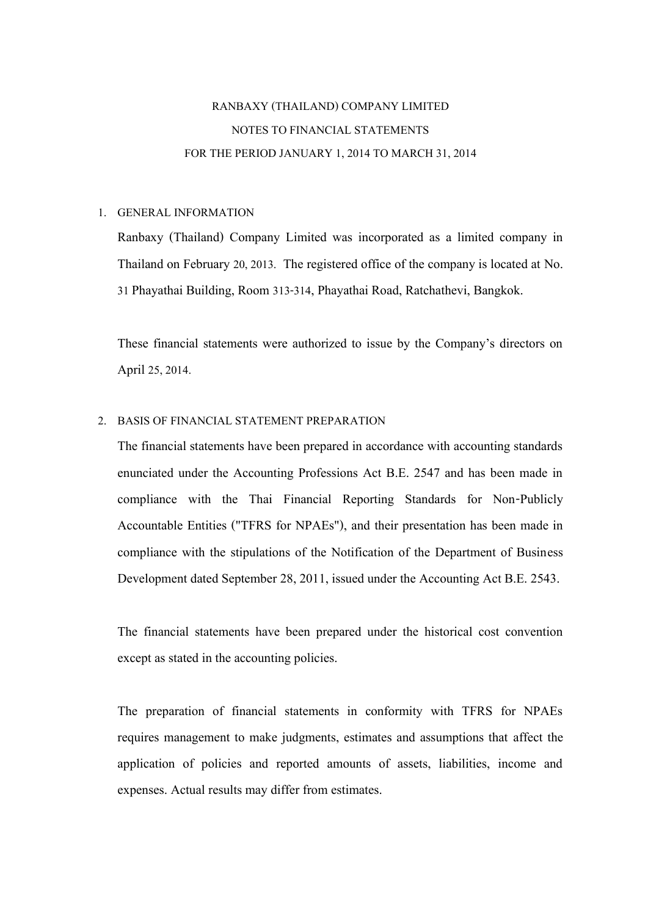RANBAXY (THAILAND) COMPANY LIMITED

NOTES TO FINANCIAL STATEMENTS

FOR THE PERIOD JANUARY 1, 2014 TO MARCH 31, 2014

1. GENERAL INFORMATION

   Ranbaxy (Thailand) Company Limited was incorporated as a limited company in Thailand on February 20, 2013. The registered office of the company is located at No. 31 Phayathai Building, Room 313-314, Phayathai Road, Ratchathevi, Bangkok.

   These financial statements were authorized to issue by the Company's directors on April 25, 2014.

2. BASIS OF FINANCIAL STATEMENT PREPARATION

   The financial statements have been prepared in accordance with accounting standards enunciated under the Accounting Professions Act B.E. 2547 and has been made in compliance with the Thai Financial Reporting Standards for Non-Publicly Accountable Entities ("TFRS for NPAEs"), and their presentation has been made in compliance with the stipulations of the Notification of the Department of Business Development dated September 28, 2011, issued under the Accounting Act B.E. 2543.

   The financial statements have been prepared under the historical cost convention except as stated in the accounting policies.

   The preparation of financial statements in conformity with TFRS for NPAEs requires management to make judgments, estimates and assumptions that affect the application of policies and reported amounts of assets, liabilities, income and expenses. Actual results may differ from estimates.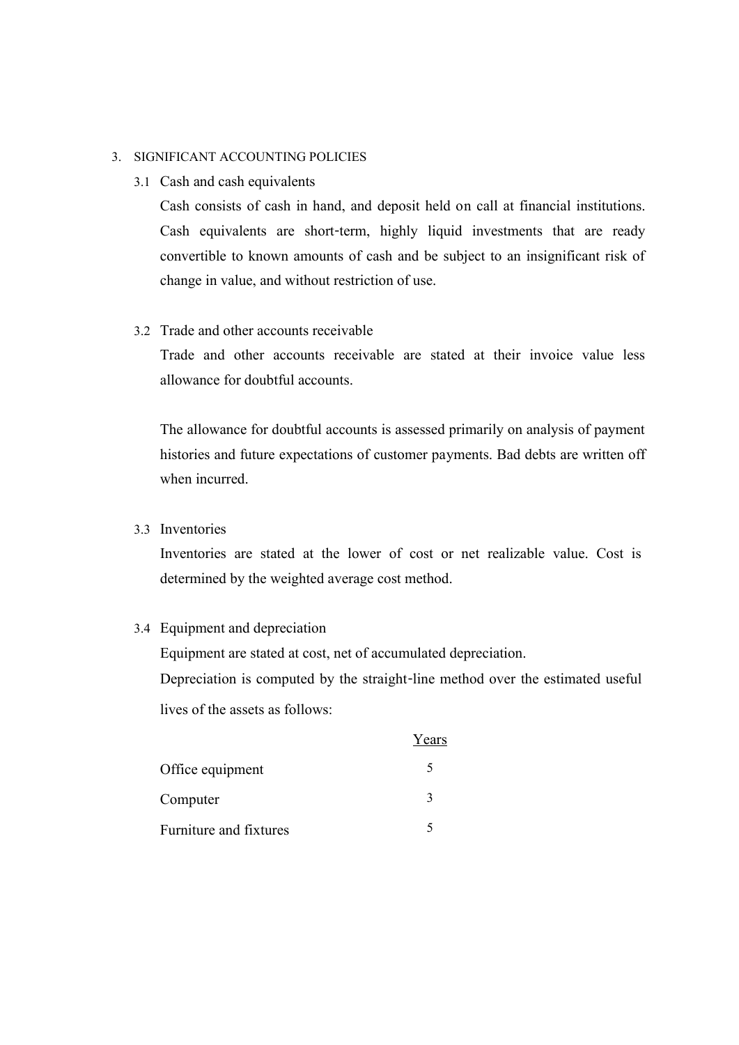## 3. SIGNIFICANT ACCOUNTING POLICIES

### 3.1 Cash and cash equivalents

Cash consists of cash in hand, and deposit held on call at financial institutions. Cash equivalents are short-term, highly liquid investments that are ready convertible to known amounts of cash and be subject to an insignificant risk of change in value, and without restriction of use.

### 3.2 Trade and other accounts receivable

Trade and other accounts receivable are stated at their invoice value less allowance for doubtful accounts.

The allowance for doubtful accounts is assessed primarily on analysis of payment histories and future expectations of customer payments. Bad debts are written off when incurred.

### 3.3 Inventories

Inventories are stated at the lower of cost or net realizable value. Cost is determined by the weighted average cost method.

### 3.4 Equipment and depreciation

Equipment are stated at cost, net of accumulated depreciation.

Depreciation is computed by the straight-line method over the estimated useful lives of the assets as follows:

| | Years |
|---|---|
| Office equipment | 5 |
| Computer | 3 |
| Furniture and fixtures | 5 |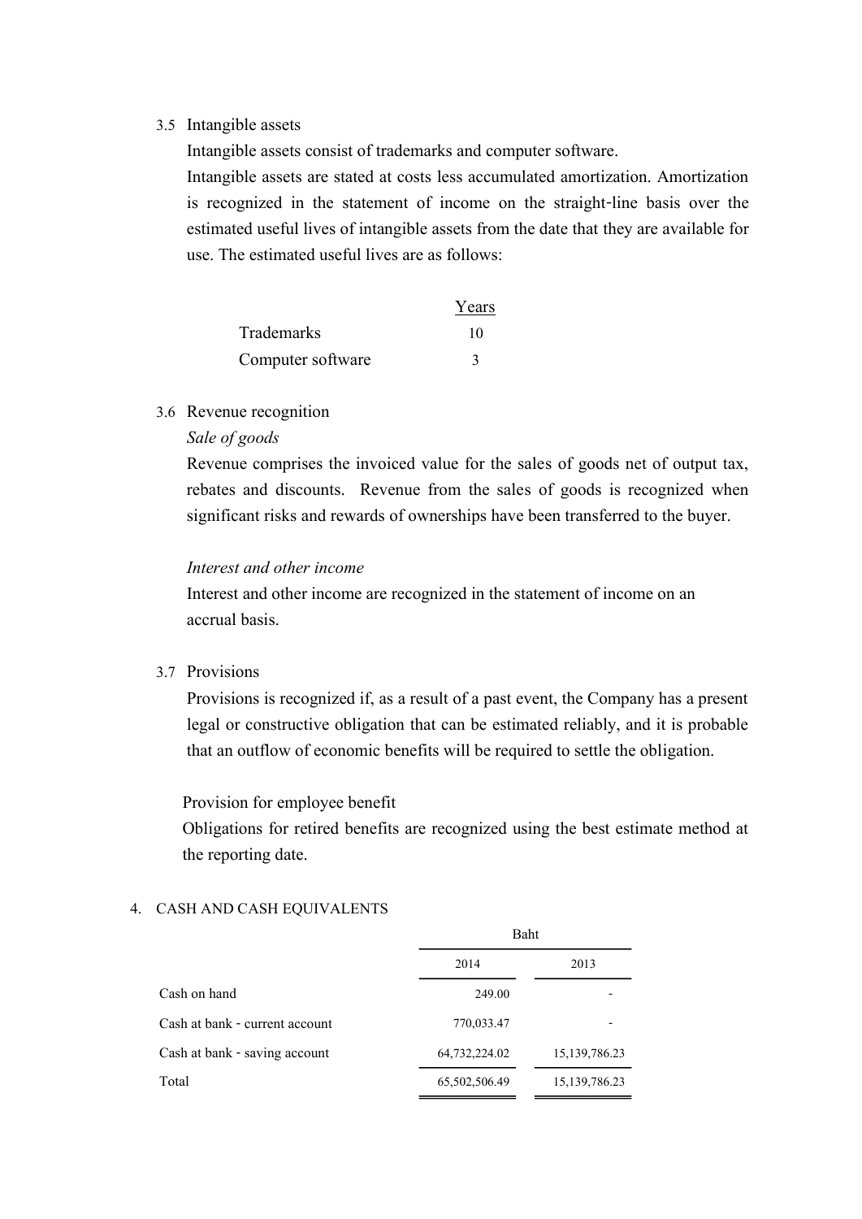3.5 Intangible assets

Intangible assets consist of trademarks and computer software.

Intangible assets are stated at costs less accumulated amortization. Amortization is recognized in the statement of income on the straight-line basis over the estimated useful lives of intangible assets from the date that they are available for use. The estimated useful lives are as follows:

| | Years |
|---|---|
| Trademarks | 10 |
| Computer software | 3 |

3.6 Revenue recognition

*Sale of goods*

Revenue comprises the invoiced value for the sales of goods net of output tax, rebates and discounts. Revenue from the sales of goods is recognized when significant risks and rewards of ownerships have been transferred to the buyer.

*Interest and other income*

Interest and other income are recognized in the statement of income on an accrual basis.

3.7 Provisions

Provisions is recognized if, as a result of a past event, the Company has a present legal or constructive obligation that can be estimated reliably, and it is probable that an outflow of economic benefits will be required to settle the obligation.

Provision for employee benefit

Obligations for retired benefits are recognized using the best estimate method at the reporting date.

4. CASH AND CASH EQUIVALENTS

| | Baht | |
|---|---|---|
| | 2014 | 2013 |
| Cash on hand | 249.00 | - |
| Cash at bank - current account | 770,033.47 | - |
| Cash at bank - saving account | 64,732,224.02 | 15,139,786.23 |
| Total | 65,502,506.49 | 15,139,786.23 |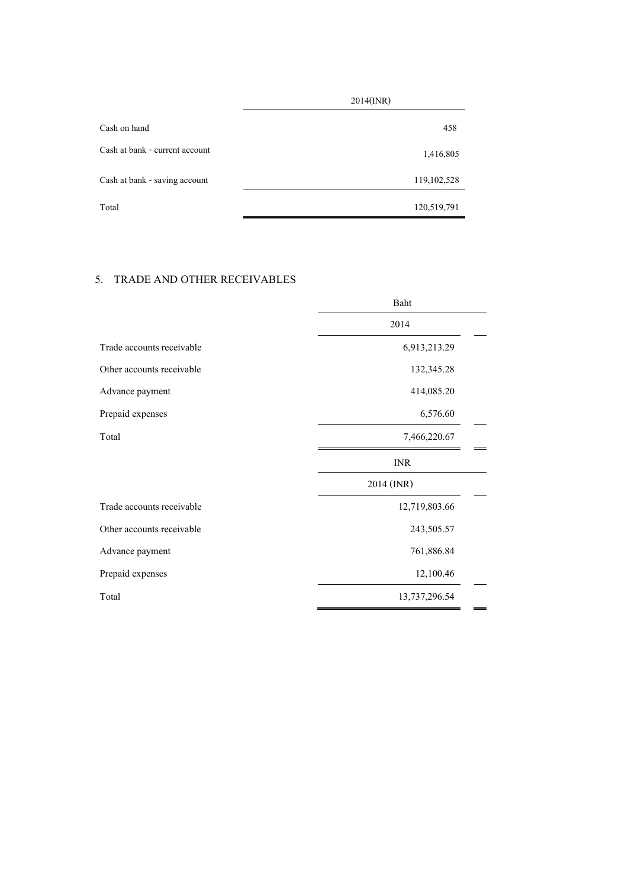| | 2014(INR) |
|---|---|
| Cash on hand | 458 |
| Cash at bank - current account | 1,416,805 |
| Cash at bank - saving account | 119,102,528 |
| Total | 120,519,791 |

## 5. TRADE AND OTHER RECEIVABLES

| | Baht |
|---|---|
| | 2014 |
| Trade accounts receivable | 6,913,213.29 |
| Other accounts receivable | 132,345.28 |
| Advance payment | 414,085.20 |
| Prepaid expenses | 6,576.60 |
| Total | 7,466,220.67 |

| | INR |
|---|---|
| | 2014 (INR) |
| Trade accounts receivable | 12,719,803.66 |
| Other accounts receivable | 243,505.57 |
| Advance payment | 761,886.84 |
| Prepaid expenses | 12,100.46 |
| Total | 13,737,296.54 |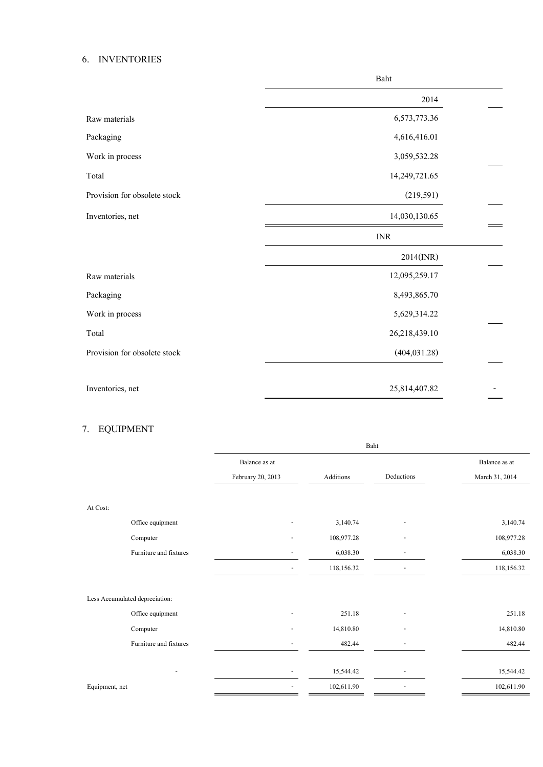## 6. INVENTORIES

| | Baht | |
|---|---|---|
| | 2014 | |
| Raw materials | 6,573,773.36 | |
| Packaging | 4,616,416.01 | |
| Work in process | 3,059,532.28 | |
| Total | 14,249,721.65 | |
| Provision for obsolete stock | (219,591) | |
| Inventories, net | 14,030,130.65 | |

| | INR | |
|---|---|---|
| | 2014(INR) | |
| Raw materials | 12,095,259.17 | |
| Packaging | 8,493,865.70 | |
| Work in process | 5,629,314.22 | |
| Total | 26,218,439.10 | |
| Provision for obsolete stock | (404,031.28) | |
| Inventories, net | 25,814,407.82 | - |

## 7. EQUIPMENT

| | Baht | | | |
|---|---|---|---|---|
| | Balance as at February 20, 2013 | Additions | Deductions | Balance as at March 31, 2014 |
| At Cost: | | | | |
| Office equipment | - | 3,140.74 | - | 3,140.74 |
| Computer | - | 108,977.28 | - | 108,977.28 |
| Furniture and fixtures | - | 6,038.30 | - | 6,038.30 |
| | - | 118,156.32 | - | 118,156.32 |
| Less Accumulated depreciation: | | | | |
| Office equipment | - | 251.18 | - | 251.18 |
| Computer | - | 14,810.80 | - | 14,810.80 |
| Furniture and fixtures | - | 482.44 | - | 482.44 |
| - | - | 15,544.42 | - | 15,544.42 |
| Equipment, net | - | 102,611.90 | - | 102,611.90 |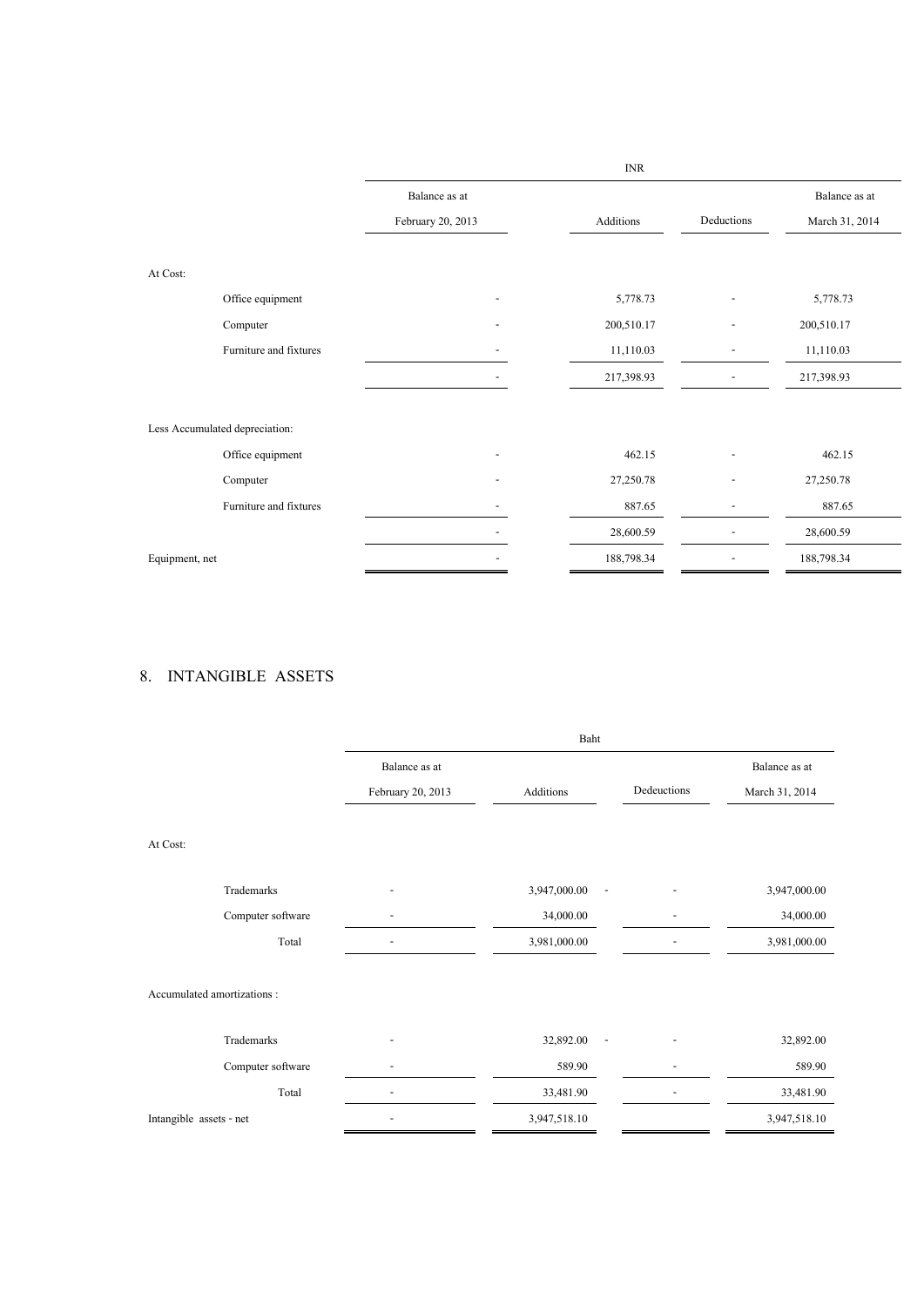| | INR | | | |
|---|---|---|---|---|
| | Balance as at February 20, 2013 | Additions | Deductions | Balance as at March 31, 2014 |
| At Cost: | | | | |
| Office equipment | - | 5,778.73 | - | 5,778.73 |
| Computer | - | 200,510.17 | - | 200,510.17 |
| Furniture and fixtures | - | 11,110.03 | - | 11,110.03 |
| | - | 217,398.93 | - | 217,398.93 |
| Less Accumulated depreciation: | | | | |
| Office equipment | - | 462.15 | - | 462.15 |
| Computer | - | 27,250.78 | - | 27,250.78 |
| Furniture and fixtures | - | 887.65 | - | 887.65 |
| | - | 28,600.59 | - | 28,600.59 |
| Equipment, net | - | 188,798.34 | - | 188,798.34 |

## 8. INTANGIBLE ASSETS

| | Baht | | | |
|---|---|---|---|---|
| | Balance as at February 20, 2013 | Additions | Dedeuctions | Balance as at March 31, 2014 |
| At Cost: | | | | |
| Trademarks | - | 3,947,000.00 - | - | 3,947,000.00 |
| Computer software | - | 34,000.00 | - | 34,000.00 |
| Total | - | 3,981,000.00 | - | 3,981,000.00 |
| Accumulated amortizations : | | | | |
| Trademarks | - | 32,892.00 - | - | 32,892.00 |
| Computer software | - | 589.90 | - | 589.90 |
| Total | - | 33,481.90 | - | 33,481.90 |
| Intangible assets - net | - | 3,947,518.10 | | 3,947,518.10 |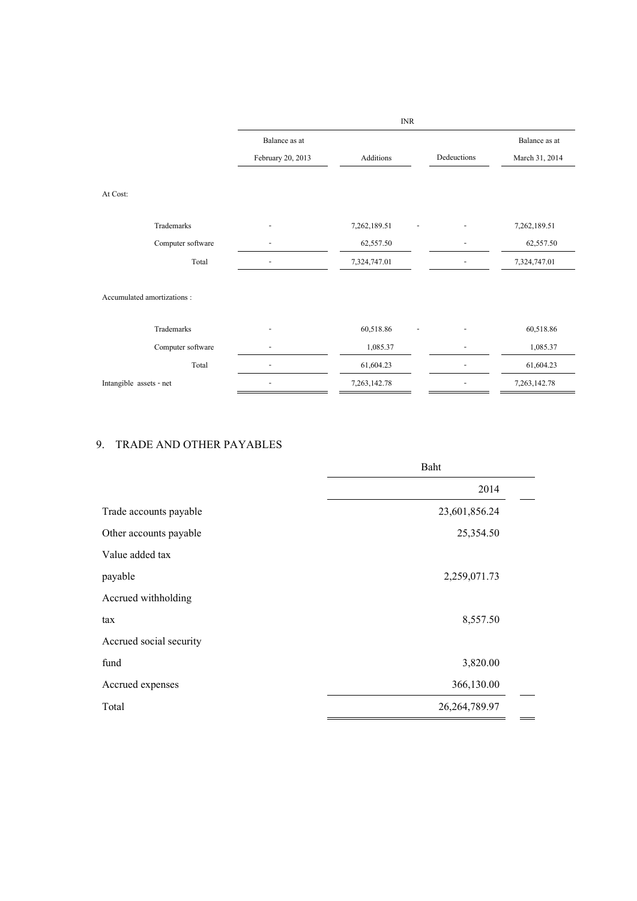| | INR | | | |
|---|---|---|---|---|
| | Balance as at February 20, 2013 | Additions | Dedeuctions | Balance as at March 31, 2014 |
| At Cost: | | | | |
| Trademarks | - | 7,262,189.51 | - | 7,262,189.51 |
| Computer software | - | 62,557.50 | - | 62,557.50 |
| Total | - | 7,324,747.01 | - | 7,324,747.01 |
| Accumulated amortizations : | | | | |
| Trademarks | - | 60,518.86 | - | 60,518.86 |
| Computer software | - | 1,085.37 | - | 1,085.37 |
| Total | - | 61,604.23 | - | 61,604.23 |
| Intangible assets - net | - | 7,263,142.78 | - | 7,263,142.78 |

## 9. TRADE AND OTHER PAYABLES

| | Baht |
|---|---|
| | 2014 |
| Trade accounts payable | 23,601,856.24 |
| Other accounts payable | 25,354.50 |
| Value added tax payable | 2,259,071.73 |
| Accrued withholding tax | 8,557.50 |
| Accrued social security fund | 3,820.00 |
| Accrued expenses | 366,130.00 |
| Total | 26,264,789.97 |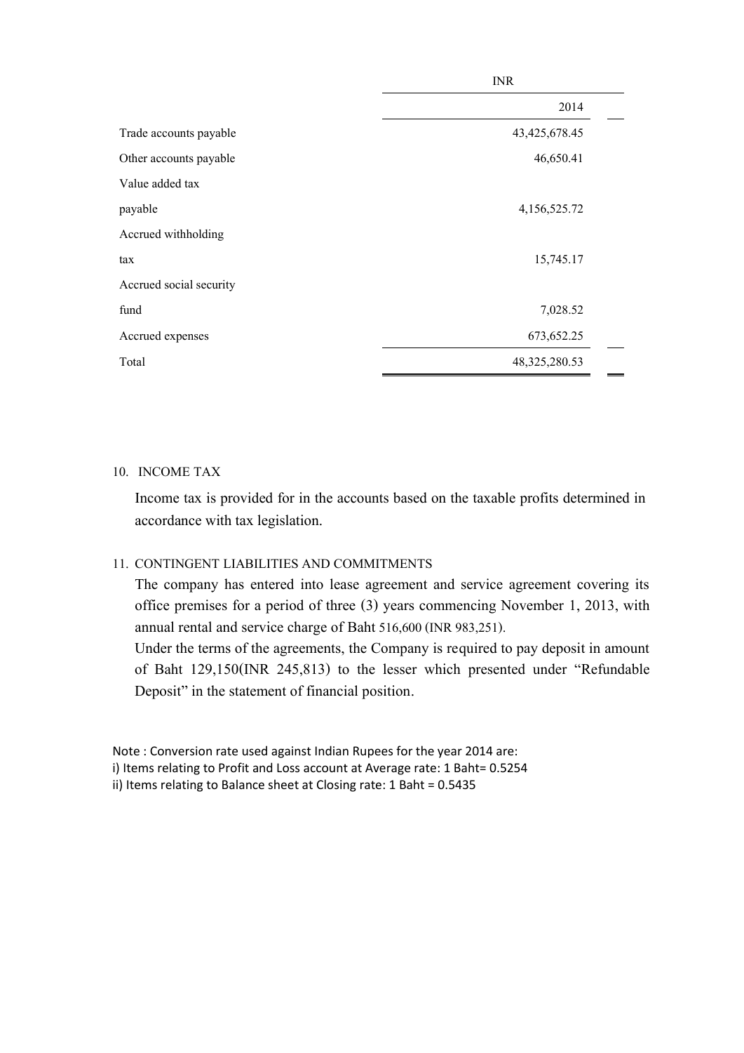| | INR |
|---|---|
| | 2014 |
| Trade accounts payable | 43,425,678.45 |
| Other accounts payable | 46,650.41 |
| Value added tax payable | 4,156,525.72 |
| Accrued withholding tax | 15,745.17 |
| Accrued social security fund | 7,028.52 |
| Accrued expenses | 673,652.25 |
| Total | 48,325,280.53 |

10. INCOME TAX

Income tax is provided for in the accounts based on the taxable profits determined in accordance with tax legislation.

11. CONTINGENT LIABILITIES AND COMMITMENTS

The company has entered into lease agreement and service agreement covering its office premises for a period of three (3) years commencing November 1, 2013, with annual rental and service charge of Baht 516,600 (INR 983,251).

Under the terms of the agreements, the Company is required to pay deposit in amount of Baht 129,150(INR 245,813) to the lesser which presented under "Refundable Deposit" in the statement of financial position.

Note : Conversion rate used against Indian Rupees for the year 2014 are:
i) Items relating to Profit and Loss account at Average rate: 1 Baht= 0.5254
ii) Items relating to Balance sheet at Closing rate: 1 Baht = 0.5435